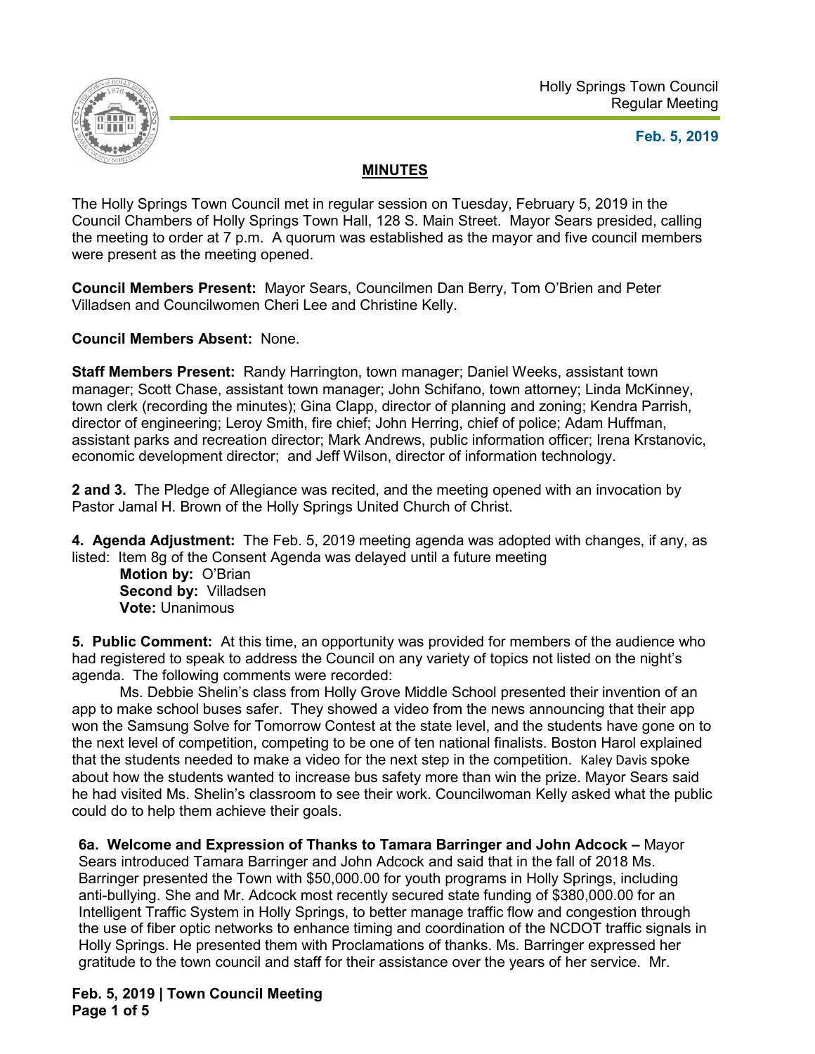Holly Springs Town Council
Regular Meeting

**Feb. 5, 2019**

## MINUTES

The Holly Springs Town Council met in regular session on Tuesday, February 5, 2019 in the Council Chambers of Holly Springs Town Hall, 128 S. Main Street. Mayor Sears presided, calling the meeting to order at 7 p.m. A quorum was established as the mayor and five council members were present as the meeting opened.

**Council Members Present:** Mayor Sears, Councilmen Dan Berry, Tom O'Brien and Peter Villadsen and Councilwomen Cheri Lee and Christine Kelly.

**Council Members Absent:** None.

**Staff Members Present:** Randy Harrington, town manager; Daniel Weeks, assistant town manager; Scott Chase, assistant town manager; John Schifano, town attorney; Linda McKinney, town clerk (recording the minutes); Gina Clapp, director of planning and zoning; Kendra Parrish, director of engineering; Leroy Smith, fire chief; John Herring, chief of police; Adam Huffman, assistant parks and recreation director; Mark Andrews, public information officer; Irena Krstanovic, economic development director; and Jeff Wilson, director of information technology.

**2 and 3.** The Pledge of Allegiance was recited, and the meeting opened with an invocation by Pastor Jamal H. Brown of the Holly Springs United Church of Christ.

**4. Agenda Adjustment:** The Feb. 5, 2019 meeting agenda was adopted with changes, if any, as listed: Item 8g of the Consent Agenda was delayed until a future meeting

**Motion by:** O'Brian
**Second by:** Villadsen
**Vote:** Unanimous

**5. Public Comment:** At this time, an opportunity was provided for members of the audience who had registered to speak to address the Council on any variety of topics not listed on the night's agenda. The following comments were recorded:

Ms. Debbie Shelin's class from Holly Grove Middle School presented their invention of an app to make school buses safer. They showed a video from the news announcing that their app won the Samsung Solve for Tomorrow Contest at the state level, and the students have gone on to the next level of competition, competing to be one of ten national finalists. Boston Harol explained that the students needed to make a video for the next step in the competition. Kaley Davis spoke about how the students wanted to increase bus safety more than win the prize. Mayor Sears said he had visited Ms. Shelin's classroom to see their work. Councilwoman Kelly asked what the public could do to help them achieve their goals.

**6a. Welcome and Expression of Thanks to Tamara Barringer and John Adcock –** Mayor Sears introduced Tamara Barringer and John Adcock and said that in the fall of 2018 Ms. Barringer presented the Town with $50,000.00 for youth programs in Holly Springs, including anti-bullying. She and Mr. Adcock most recently secured state funding of $380,000.00 for an Intelligent Traffic System in Holly Springs, to better manage traffic flow and congestion through the use of fiber optic networks to enhance timing and coordination of the NCDOT traffic signals in Holly Springs. He presented them with Proclamations of thanks. Ms. Barringer expressed her gratitude to the town council and staff for their assistance over the years of her service. Mr.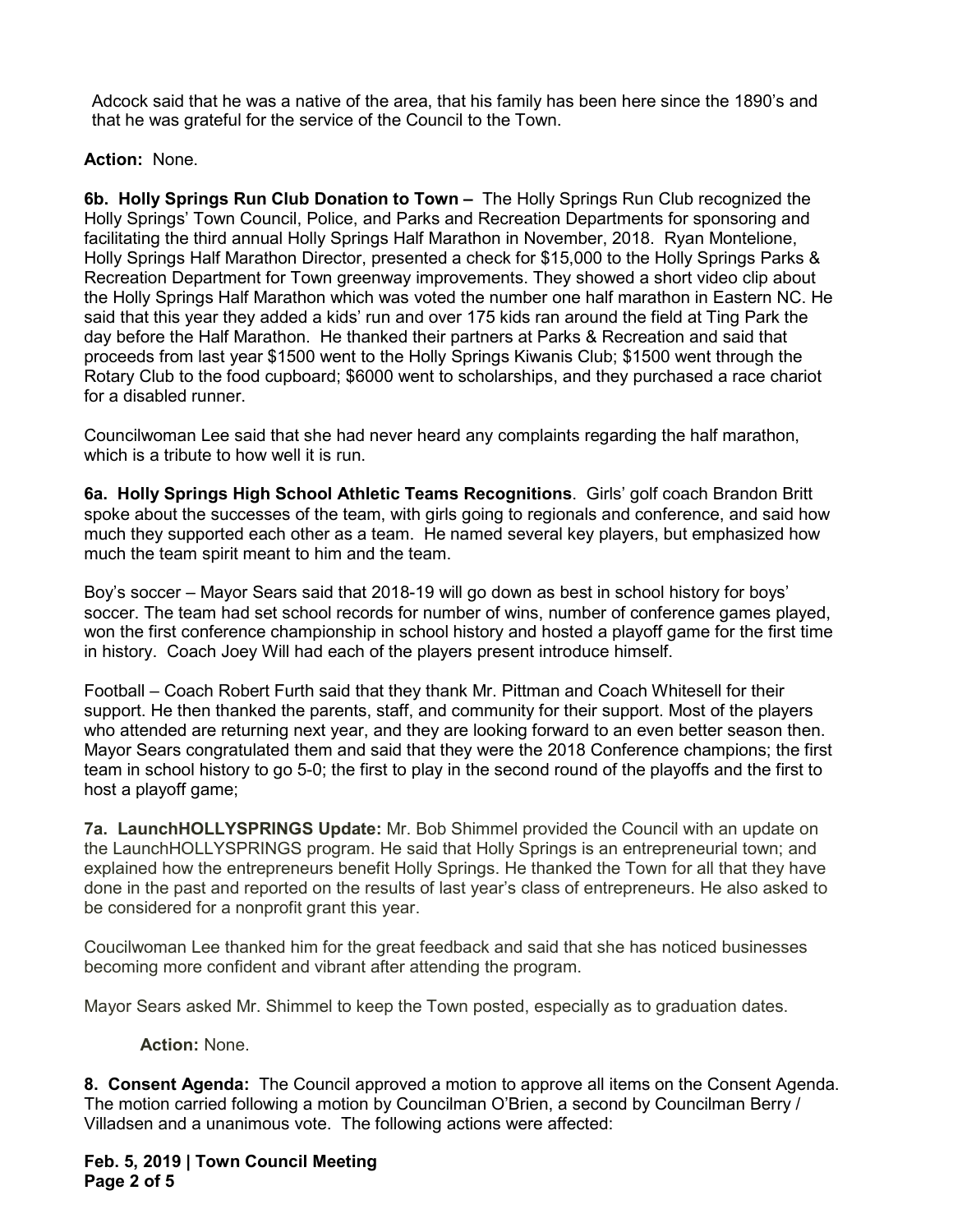Adcock said that he was a native of the area, that his family has been here since the 1890's and that he was grateful for the service of the Council to the Town.

**Action:** None.

**6b. Holly Springs Run Club Donation to Town –** The Holly Springs Run Club recognized the Holly Springs' Town Council, Police, and Parks and Recreation Departments for sponsoring and facilitating the third annual Holly Springs Half Marathon in November, 2018. Ryan Montelione, Holly Springs Half Marathon Director, presented a check for $15,000 to the Holly Springs Parks & Recreation Department for Town greenway improvements. They showed a short video clip about the Holly Springs Half Marathon which was voted the number one half marathon in Eastern NC. He said that this year they added a kids' run and over 175 kids ran around the field at Ting Park the day before the Half Marathon. He thanked their partners at Parks & Recreation and said that proceeds from last year $1500 went to the Holly Springs Kiwanis Club; $1500 went through the Rotary Club to the food cupboard; $6000 went to scholarships, and they purchased a race chariot for a disabled runner.

Councilwoman Lee said that she had never heard any complaints regarding the half marathon, which is a tribute to how well it is run.

**6a. Holly Springs High School Athletic Teams Recognitions**. Girls' golf coach Brandon Britt spoke about the successes of the team, with girls going to regionals and conference, and said how much they supported each other as a team. He named several key players, but emphasized how much the team spirit meant to him and the team.

Boy's soccer – Mayor Sears said that 2018-19 will go down as best in school history for boys' soccer. The team had set school records for number of wins, number of conference games played, won the first conference championship in school history and hosted a playoff game for the first time in history. Coach Joey Will had each of the players present introduce himself.

Football – Coach Robert Furth said that they thank Mr. Pittman and Coach Whitesell for their support. He then thanked the parents, staff, and community for their support. Most of the players who attended are returning next year, and they are looking forward to an even better season then. Mayor Sears congratulated them and said that they were the 2018 Conference champions; the first team in school history to go 5-0; the first to play in the second round of the playoffs and the first to host a playoff game;

**7a. LaunchHOLLYSPRINGS Update:** Mr. Bob Shimmel provided the Council with an update on the LaunchHOLLYSPRINGS program. He said that Holly Springs is an entrepreneurial town; and explained how the entrepreneurs benefit Holly Springs. He thanked the Town for all that they have done in the past and reported on the results of last year's class of entrepreneurs. He also asked to be considered for a nonprofit grant this year.

Coucilwoman Lee thanked him for the great feedback and said that she has noticed businesses becoming more confident and vibrant after attending the program.

Mayor Sears asked Mr. Shimmel to keep the Town posted, especially as to graduation dates.

**Action:** None.

**8. Consent Agenda:** The Council approved a motion to approve all items on the Consent Agenda. The motion carried following a motion by Councilman O'Brien, a second by Councilman Berry / Villadsen and a unanimous vote. The following actions were affected: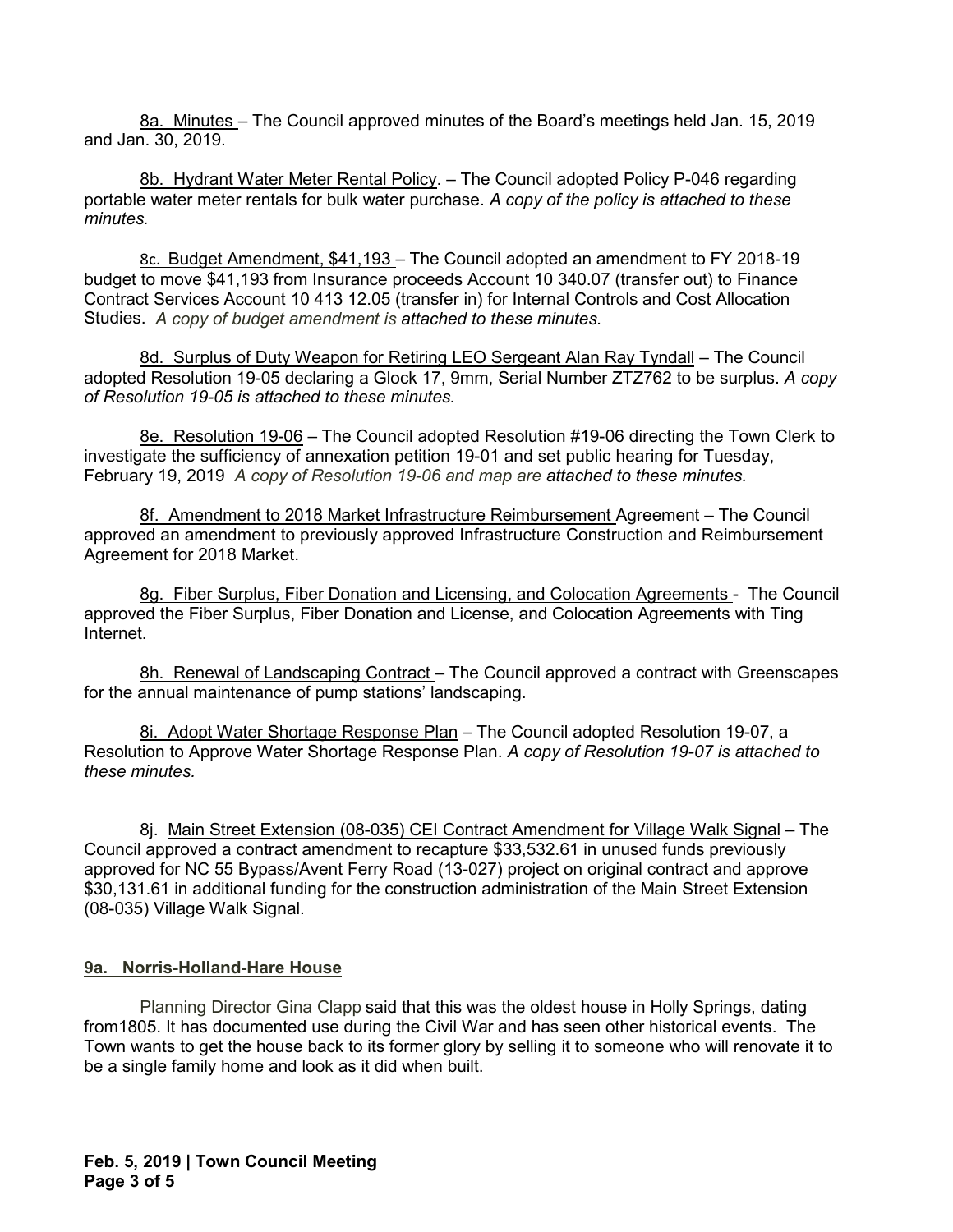8a. Minutes – The Council approved minutes of the Board's meetings held Jan. 15, 2019 and Jan. 30, 2019.

8b. Hydrant Water Meter Rental Policy. – The Council adopted Policy P-046 regarding portable water meter rentals for bulk water purchase. *A copy of the policy is attached to these minutes.*

8c. Budget Amendment, $41,193 – The Council adopted an amendment to FY 2018-19 budget to move $41,193 from Insurance proceeds Account 10 340.07 (transfer out) to Finance Contract Services Account 10 413 12.05 (transfer in) for Internal Controls and Cost Allocation Studies. *A copy of budget amendment is attached to these minutes.*

8d. Surplus of Duty Weapon for Retiring LEO Sergeant Alan Ray Tyndall – The Council adopted Resolution 19-05 declaring a Glock 17, 9mm, Serial Number ZTZ762 to be surplus. *A copy of Resolution 19-05 is attached to these minutes.*

8e. Resolution 19-06 – The Council adopted Resolution #19-06 directing the Town Clerk to investigate the sufficiency of annexation petition 19-01 and set public hearing for Tuesday, February 19, 2019 *A copy of Resolution 19-06 and map are attached to these minutes.*

8f. Amendment to 2018 Market Infrastructure Reimbursement Agreement – The Council approved an amendment to previously approved Infrastructure Construction and Reimbursement Agreement for 2018 Market.

8g. Fiber Surplus, Fiber Donation and Licensing, and Colocation Agreements - The Council approved the Fiber Surplus, Fiber Donation and License, and Colocation Agreements with Ting Internet.

8h. Renewal of Landscaping Contract – The Council approved a contract with Greenscapes for the annual maintenance of pump stations' landscaping.

8i. Adopt Water Shortage Response Plan – The Council adopted Resolution 19-07, a Resolution to Approve Water Shortage Response Plan. *A copy of Resolution 19-07 is attached to these minutes.*

8j. Main Street Extension (08-035) CEI Contract Amendment for Village Walk Signal – The Council approved a contract amendment to recapture $33,532.61 in unused funds previously approved for NC 55 Bypass/Avent Ferry Road (13-027) project on original contract and approve $30,131.61 in additional funding for the construction administration of the Main Street Extension (08-035) Village Walk Signal.

**9a. Norris-Holland-Hare House**

Planning Director Gina Clapp said that this was the oldest house in Holly Springs, dating from1805. It has documented use during the Civil War and has seen other historical events. The Town wants to get the house back to its former glory by selling it to someone who will renovate it to be a single family home and look as it did when built.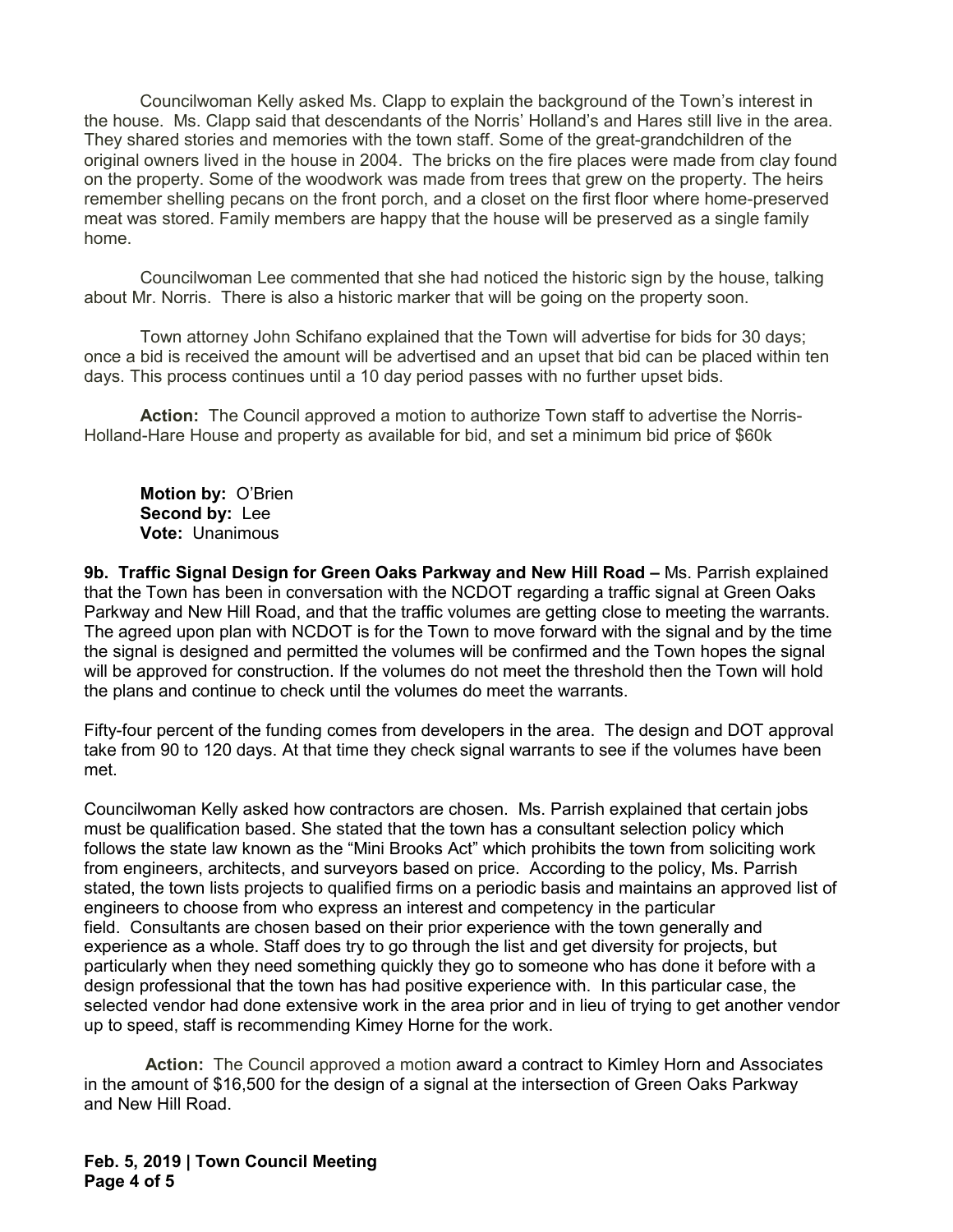Councilwoman Kelly asked Ms. Clapp to explain the background of the Town's interest in the house. Ms. Clapp said that descendants of the Norris' Holland's and Hares still live in the area. They shared stories and memories with the town staff. Some of the great-grandchildren of the original owners lived in the house in 2004. The bricks on the fire places were made from clay found on the property. Some of the woodwork was made from trees that grew on the property. The heirs remember shelling pecans on the front porch, and a closet on the first floor where home-preserved meat was stored. Family members are happy that the house will be preserved as a single family home.

Councilwoman Lee commented that she had noticed the historic sign by the house, talking about Mr. Norris. There is also a historic marker that will be going on the property soon.

Town attorney John Schifano explained that the Town will advertise for bids for 30 days; once a bid is received the amount will be advertised and an upset that bid can be placed within ten days. This process continues until a 10 day period passes with no further upset bids.

**Action:** The Council approved a motion to authorize Town staff to advertise the Norris-Holland-Hare House and property as available for bid, and set a minimum bid price of $60k

**Motion by:** O'Brien
**Second by:** Lee
**Vote:** Unanimous

**9b. Traffic Signal Design for Green Oaks Parkway and New Hill Road –** Ms. Parrish explained that the Town has been in conversation with the NCDOT regarding a traffic signal at Green Oaks Parkway and New Hill Road, and that the traffic volumes are getting close to meeting the warrants. The agreed upon plan with NCDOT is for the Town to move forward with the signal and by the time the signal is designed and permitted the volumes will be confirmed and the Town hopes the signal will be approved for construction. If the volumes do not meet the threshold then the Town will hold the plans and continue to check until the volumes do meet the warrants.

Fifty-four percent of the funding comes from developers in the area. The design and DOT approval take from 90 to 120 days. At that time they check signal warrants to see if the volumes have been met.

Councilwoman Kelly asked how contractors are chosen. Ms. Parrish explained that certain jobs must be qualification based. She stated that the town has a consultant selection policy which follows the state law known as the "Mini Brooks Act" which prohibits the town from soliciting work from engineers, architects, and surveyors based on price. According to the policy, Ms. Parrish stated, the town lists projects to qualified firms on a periodic basis and maintains an approved list of engineers to choose from who express an interest and competency in the particular field. Consultants are chosen based on their prior experience with the town generally and experience as a whole. Staff does try to go through the list and get diversity for projects, but particularly when they need something quickly they go to someone who has done it before with a design professional that the town has had positive experience with. In this particular case, the selected vendor had done extensive work in the area prior and in lieu of trying to get another vendor up to speed, staff is recommending Kimey Horne for the work.

**Action:** The Council approved a motion award a contract to Kimley Horn and Associates in the amount of $16,500 for the design of a signal at the intersection of Green Oaks Parkway and New Hill Road.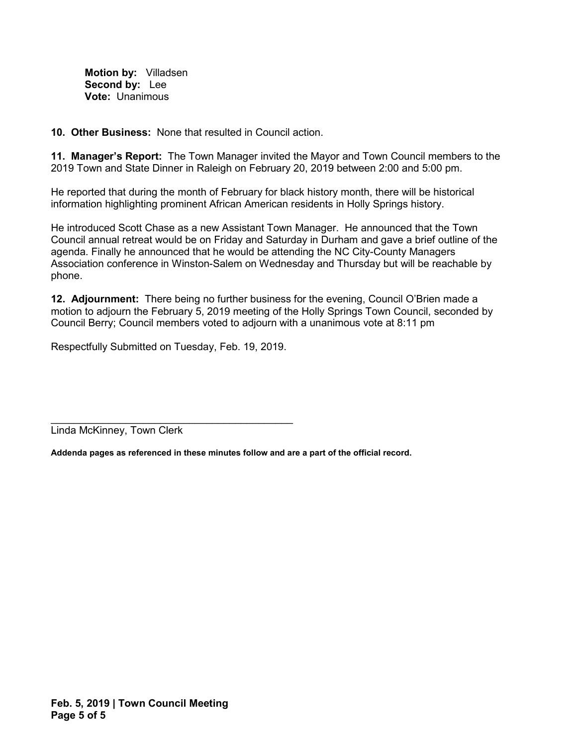**Motion by:** Villadsen
**Second by:** Lee
**Vote:** Unanimous

**10. Other Business:** None that resulted in Council action.

**11. Manager's Report:** The Town Manager invited the Mayor and Town Council members to the 2019 Town and State Dinner in Raleigh on February 20, 2019 between 2:00 and 5:00 pm.

He reported that during the month of February for black history month, there will be historical information highlighting prominent African American residents in Holly Springs history.

He introduced Scott Chase as a new Assistant Town Manager. He announced that the Town Council annual retreat would be on Friday and Saturday in Durham and gave a brief outline of the agenda. Finally he announced that he would be attending the NC City-County Managers Association conference in Winston-Salem on Wednesday and Thursday but will be reachable by phone.

**12. Adjournment:** There being no further business for the evening, Council O'Brien made a motion to adjourn the February 5, 2019 meeting of the Holly Springs Town Council, seconded by Council Berry; Council members voted to adjourn with a unanimous vote at 8:11 pm

Respectfully Submitted on Tuesday, Feb. 19, 2019.

\_\_\_\_\_\_\_\_\_\_\_\_\_\_\_\_\_\_\_\_\_\_\_\_\_\_\_\_\_\_\_\_\_\_\_\_\_\_\_\_\_\_\_\_

Linda McKinney, Town Clerk

**Addenda pages as referenced in these minutes follow and are a part of the official record.**